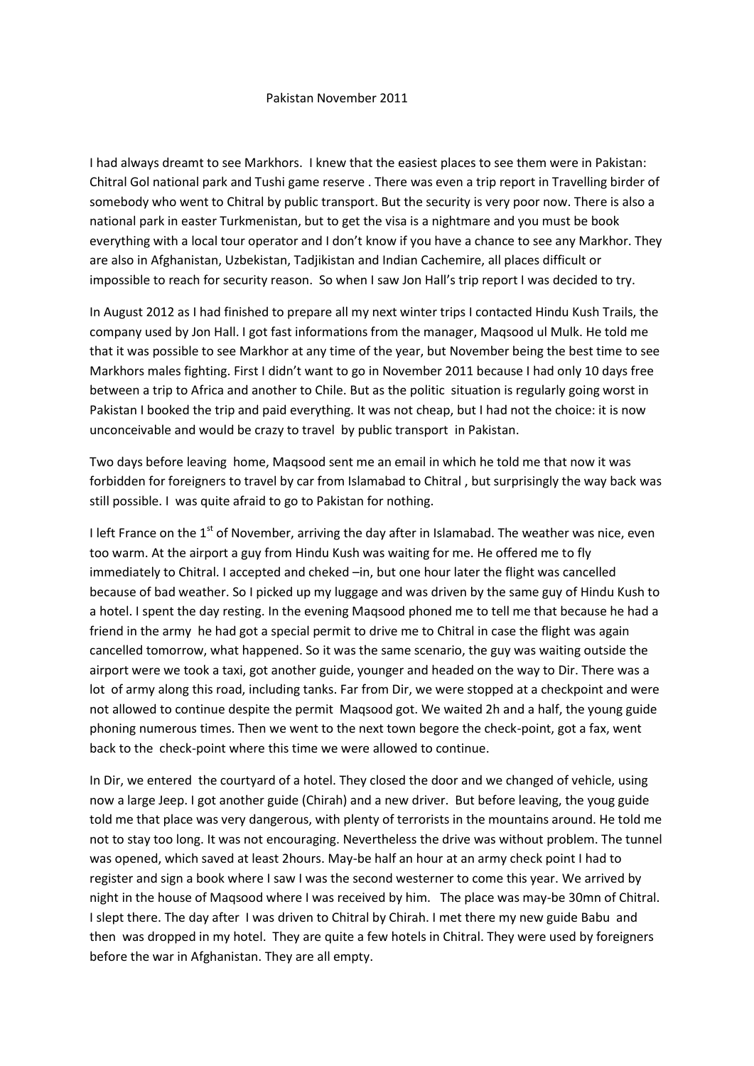Pakistan November 2011

I had always dreamt to see Markhors. I knew that the easiest places to see them were in Pakistan: Chitral Gol national park and Tushi game reserve . There was even a trip report in Travelling birder of somebody who went to Chitral by public transport. But the security is very poor now. There is also a national park in easter Turkmenistan, but to get the visa is a nightmare and you must be book everything with a local tour operator and I don't know if you have a chance to see any Markhor. They are also in Afghanistan, Uzbekistan, Tadjikistan and Indian Cachemire, all places difficult or impossible to reach for security reason. So when I saw Jon Hall's trip report I was decided to try.

In August 2012 as I had finished to prepare all my next winter trips I contacted Hindu Kush Trails, the company used by Jon Hall. I got fast informations from the manager, Maqsood ul Mulk. He told me that it was possible to see Markhor at any time of the year, but November being the best time to see Markhors males fighting. First I didn't want to go in November 2011 because I had only 10 days free between a trip to Africa and another to Chile. But as the politic situation is regularly going worst in Pakistan I booked the trip and paid everything. It was not cheap, but I had not the choice: it is now unconceivable and would be crazy to travel by public transport in Pakistan.

Two days before leaving home, Maqsood sent me an email in which he told me that now it was forbidden for foreigners to travel by car from Islamabad to Chitral , but surprisingly the way back was still possible. I was quite afraid to go to Pakistan for nothing.

I left France on the 1st of November, arriving the day after in Islamabad. The weather was nice, even too warm. At the airport a guy from Hindu Kush was waiting for me. He offered me to fly immediately to Chitral. I accepted and cheked –in, but one hour later the flight was cancelled because of bad weather. So I picked up my luggage and was driven by the same guy of Hindu Kush to a hotel. I spent the day resting. In the evening Maqsood phoned me to tell me that because he had a friend in the army he had got a special permit to drive me to Chitral in case the flight was again cancelled tomorrow, what happened. So it was the same scenario, the guy was waiting outside the airport were we took a taxi, got another guide, younger and headed on the way to Dir. There was a lot of army along this road, including tanks. Far from Dir, we were stopped at a checkpoint and were not allowed to continue despite the permit Maqsood got. We waited 2h and a half, the young guide phoning numerous times. Then we went to the next town begore the check-point, got a fax, went back to the check-point where this time we were allowed to continue.

In Dir, we entered the courtyard of a hotel. They closed the door and we changed of vehicle, using now a large Jeep. I got another guide (Chirah) and a new driver. But before leaving, the youg guide told me that place was very dangerous, with plenty of terrorists in the mountains around. He told me not to stay too long. It was not encouraging. Nevertheless the drive was without problem. The tunnel was opened, which saved at least 2hours. May-be half an hour at an army check point I had to register and sign a book where I saw I was the second westerner to come this year. We arrived by night in the house of Maqsood where I was received by him. The place was may-be 30mn of Chitral. I slept there. The day after I was driven to Chitral by Chirah. I met there my new guide Babu and then was dropped in my hotel. They are quite a few hotels in Chitral. They were used by foreigners before the war in Afghanistan. They are all empty.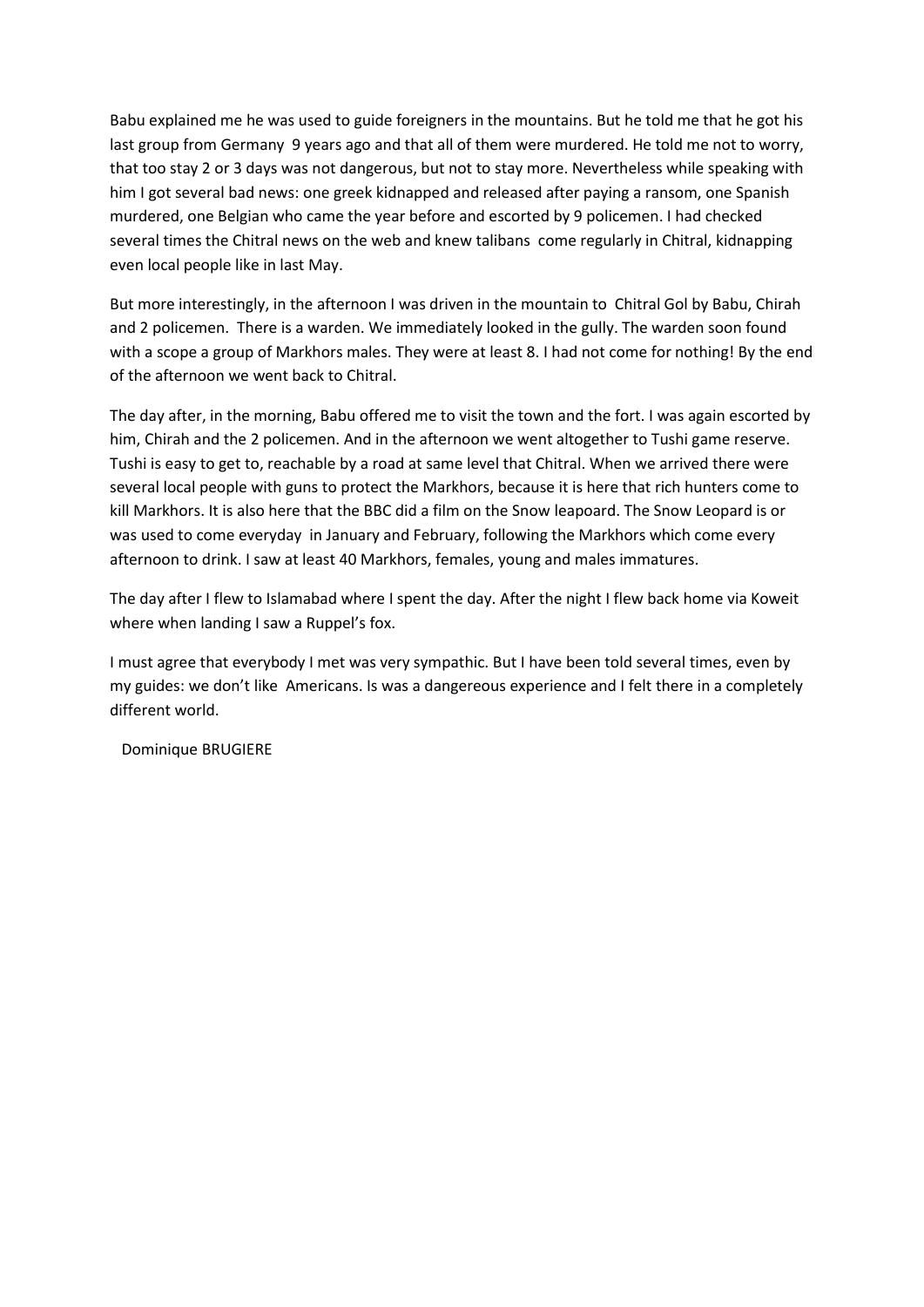Babu explained me he was used to guide foreigners in the mountains. But he told me that he got his last group from Germany 9 years ago and that all of them were murdered. He told me not to worry, that too stay 2 or 3 days was not dangerous, but not to stay more. Nevertheless while speaking with him I got several bad news: one greek kidnapped and released after paying a ransom, one Spanish murdered, one Belgian who came the year before and escorted by 9 policemen. I had checked several times the Chitral news on the web and knew talibans come regularly in Chitral, kidnapping even local people like in last May.

But more interestingly, in the afternoon I was driven in the mountain to Chitral Gol by Babu, Chirah and 2 policemen. There is a warden. We immediately looked in the gully. The warden soon found with a scope a group of Markhors males. They were at least 8. I had not come for nothing! By the end of the afternoon we went back to Chitral.

The day after, in the morning, Babu offered me to visit the town and the fort. I was again escorted by him, Chirah and the 2 policemen. And in the afternoon we went altogether to Tushi game reserve. Tushi is easy to get to, reachable by a road at same level that Chitral. When we arrived there were several local people with guns to protect the Markhors, because it is here that rich hunters come to kill Markhors. It is also here that the BBC did a film on the Snow leapoard. The Snow Leopard is or was used to come everyday in January and February, following the Markhors which come every afternoon to drink. I saw at least 40 Markhors, females, young and males immatures.

The day after I flew to Islamabad where I spent the day. After the night I flew back home via Koweit where when landing I saw a Ruppel's fox.

I must agree that everybody I met was very sympathic. But I have been told several times, even by my guides: we don't like Americans. Is was a dangereous experience and I felt there in a completely different world.

Dominique BRUGIERE